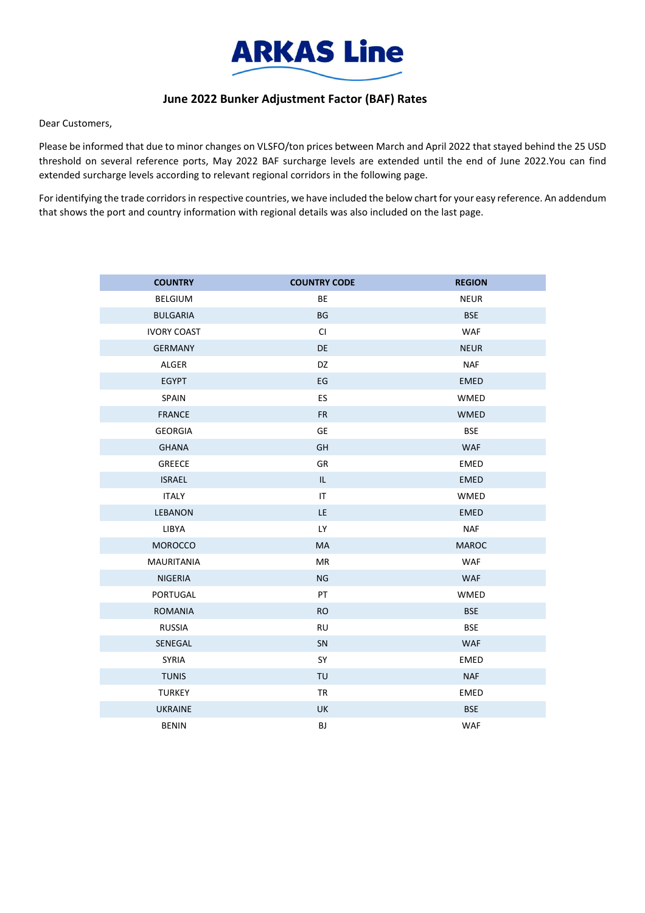# ARKAS Line

## June 2022 Bunker Adjustment Factor (BAF) Rates

Dear Customers,

Please be informed that due to minor changes on VLSFO/ton prices between March and April 2022 that stayed behind the 25 USD threshold on several reference ports, May 2022 BAF surcharge levels are extended until the end of June 2022.You can find extended surcharge levels according to relevant regional corridors in the following page.

For identifying the trade corridors in respective countries, we have included the below chart for your easy reference. An addendum that shows the port and country information with regional details was also included on the last page.

| COUNTRY | COUNTRY CODE | REGION |
|---|---|---|
| BELGIUM | BE | NEUR |
| BULGARIA | BG | BSE |
| IVORY COAST | CI | WAF |
| GERMANY | DE | NEUR |
| ALGER | DZ | NAF |
| EGYPT | EG | EMED |
| SPAIN | ES | WMED |
| FRANCE | FR | WMED |
| GEORGIA | GE | BSE |
| GHANA | GH | WAF |
| GREECE | GR | EMED |
| ISRAEL | IL | EMED |
| ITALY | IT | WMED |
| LEBANON | LE | EMED |
| LIBYA | LY | NAF |
| MOROCCO | MA | MAROC |
| MAURITANIA | MR | WAF |
| NIGERIA | NG | WAF |
| PORTUGAL | PT | WMED |
| ROMANIA | RO | BSE |
| RUSSIA | RU | BSE |
| SENEGAL | SN | WAF |
| SYRIA | SY | EMED |
| TUNIS | TU | NAF |
| TURKEY | TR | EMED |
| UKRAINE | UK | BSE |
| BENIN | BJ | WAF |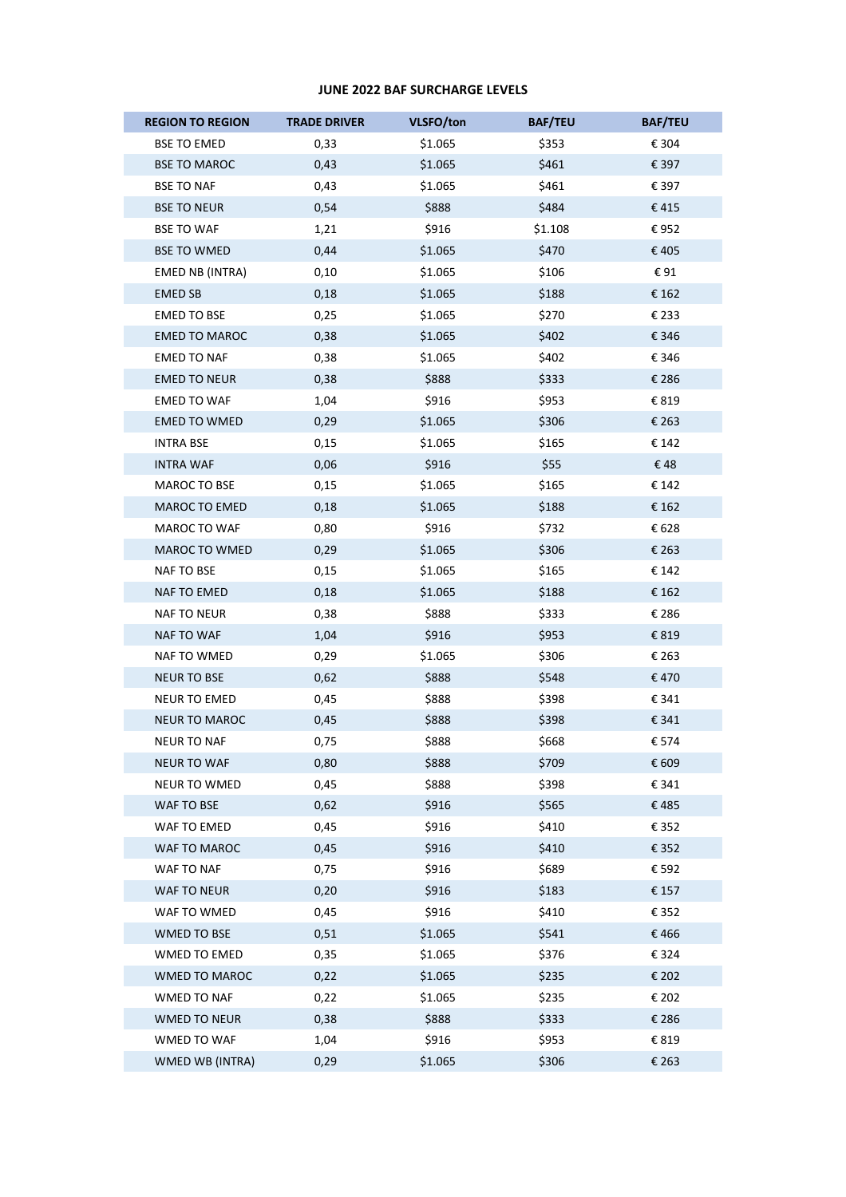**JUNE 2022 BAF SURCHARGE LEVELS**

| REGION TO REGION | TRADE DRIVER | VLSFO/ton | BAF/TEU | BAF/TEU |
|---|---|---|---|---|
| BSE TO EMED | 0,33 | $1.065 | $353 | € 304 |
| BSE TO MAROC | 0,43 | $1.065 | $461 | € 397 |
| BSE TO NAF | 0,43 | $1.065 | $461 | € 397 |
| BSE TO NEUR | 0,54 | $888 | $484 | € 415 |
| BSE TO WAF | 1,21 | $916 | $1.108 | € 952 |
| BSE TO WMED | 0,44 | $1.065 | $470 | € 405 |
| EMED NB (INTRA) | 0,10 | $1.065 | $106 | € 91 |
| EMED SB | 0,18 | $1.065 | $188 | € 162 |
| EMED TO BSE | 0,25 | $1.065 | $270 | € 233 |
| EMED TO MAROC | 0,38 | $1.065 | $402 | € 346 |
| EMED TO NAF | 0,38 | $1.065 | $402 | € 346 |
| EMED TO NEUR | 0,38 | $888 | $333 | € 286 |
| EMED TO WAF | 1,04 | $916 | $953 | € 819 |
| EMED TO WMED | 0,29 | $1.065 | $306 | € 263 |
| INTRA BSE | 0,15 | $1.065 | $165 | € 142 |
| INTRA WAF | 0,06 | $916 | $55 | € 48 |
| MAROC TO BSE | 0,15 | $1.065 | $165 | € 142 |
| MAROC TO EMED | 0,18 | $1.065 | $188 | € 162 |
| MAROC TO WAF | 0,80 | $916 | $732 | € 628 |
| MAROC TO WMED | 0,29 | $1.065 | $306 | € 263 |
| NAF TO BSE | 0,15 | $1.065 | $165 | € 142 |
| NAF TO EMED | 0,18 | $1.065 | $188 | € 162 |
| NAF TO NEUR | 0,38 | $888 | $333 | € 286 |
| NAF TO WAF | 1,04 | $916 | $953 | € 819 |
| NAF TO WMED | 0,29 | $1.065 | $306 | € 263 |
| NEUR TO BSE | 0,62 | $888 | $548 | € 470 |
| NEUR TO EMED | 0,45 | $888 | $398 | € 341 |
| NEUR TO MAROC | 0,45 | $888 | $398 | € 341 |
| NEUR TO NAF | 0,75 | $888 | $668 | € 574 |
| NEUR TO WAF | 0,80 | $888 | $709 | € 609 |
| NEUR TO WMED | 0,45 | $888 | $398 | € 341 |
| WAF TO BSE | 0,62 | $916 | $565 | € 485 |
| WAF TO EMED | 0,45 | $916 | $410 | € 352 |
| WAF TO MAROC | 0,45 | $916 | $410 | € 352 |
| WAF TO NAF | 0,75 | $916 | $689 | € 592 |
| WAF TO NEUR | 0,20 | $916 | $183 | € 157 |
| WAF TO WMED | 0,45 | $916 | $410 | € 352 |
| WMED TO BSE | 0,51 | $1.065 | $541 | € 466 |
| WMED TO EMED | 0,35 | $1.065 | $376 | € 324 |
| WMED TO MAROC | 0,22 | $1.065 | $235 | € 202 |
| WMED TO NAF | 0,22 | $1.065 | $235 | € 202 |
| WMED TO NEUR | 0,38 | $888 | $333 | € 286 |
| WMED TO WAF | 1,04 | $916 | $953 | € 819 |
| WMED WB (INTRA) | 0,29 | $1.065 | $306 | € 263 |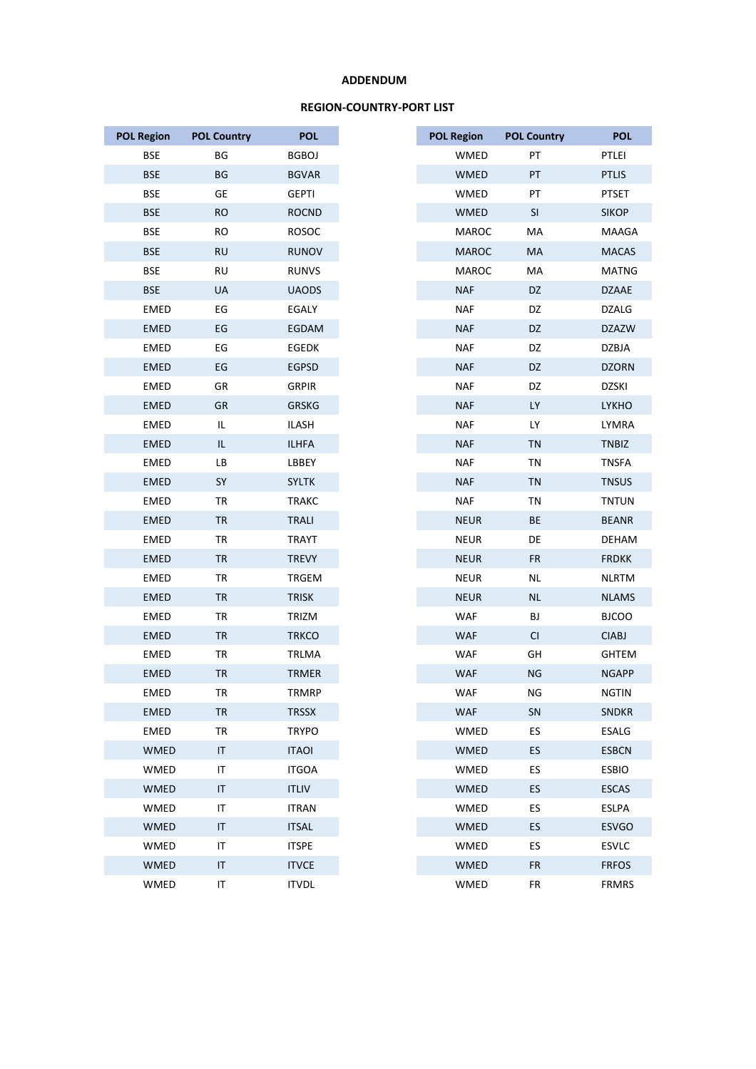**ADDENDUM**

**REGION-COUNTRY-PORT LIST**

| POL Region | POL Country | POL |
|---|---|---|
| BSE | BG | BGBOJ |
| BSE | BG | BGVAR |
| BSE | GE | GEPTI |
| BSE | RO | ROCND |
| BSE | RO | ROSOC |
| BSE | RU | RUNOV |
| BSE | RU | RUNVS |
| BSE | UA | UAODS |
| EMED | EG | EGALY |
| EMED | EG | EGDAM |
| EMED | EG | EGEDK |
| EMED | EG | EGPSD |
| EMED | GR | GRPIR |
| EMED | GR | GRSKG |
| EMED | IL | ILASH |
| EMED | IL | ILHFA |
| EMED | LB | LBBEY |
| EMED | SY | SYLTK |
| EMED | TR | TRAKC |
| EMED | TR | TRALI |
| EMED | TR | TRAYT |
| EMED | TR | TREVY |
| EMED | TR | TRGEM |
| EMED | TR | TRISK |
| EMED | TR | TRIZM |
| EMED | TR | TRKCO |
| EMED | TR | TRLMA |
| EMED | TR | TRMER |
| EMED | TR | TRMRP |
| EMED | TR | TRSSX |
| EMED | TR | TRYPO |
| WMED | IT | ITAOI |
| WMED | IT | ITGOA |
| WMED | IT | ITLIV |
| WMED | IT | ITRAN |
| WMED | IT | ITSAL |
| WMED | IT | ITSPE |
| WMED | IT | ITVCE |
| WMED | IT | ITVDL |
| WMED | PT | PTLEI |
| WMED | PT | PTLIS |
| WMED | PT | PTSET |
| WMED | SI | SIKOP |
| MAROC | MA | MAAGA |
| MAROC | MA | MACAS |
| MAROC | MA | MATNG |
| NAF | DZ | DZAAE |
| NAF | DZ | DZALG |
| NAF | DZ | DZAZW |
| NAF | DZ | DZBJA |
| NAF | DZ | DZORN |
| NAF | DZ | DZSKI |
| NAF | LY | LYKHO |
| NAF | LY | LYMRA |
| NAF | TN | TNBIZ |
| NAF | TN | TNSFA |
| NAF | TN | TNSUS |
| NAF | TN | TNTUN |
| NEUR | BE | BEANR |
| NEUR | DE | DEHAM |
| NEUR | FR | FRDKK |
| NEUR | NL | NLRTM |
| NEUR | NL | NLAMS |
| WAF | BJ | BJCOO |
| WAF | CI | CIABJ |
| WAF | GH | GHTEM |
| WAF | NG | NGAPP |
| WAF | NG | NGTIN |
| WAF | SN | SNDKR |
| WMED | ES | ESALG |
| WMED | ES | ESBCN |
| WMED | ES | ESBIO |
| WMED | ES | ESCAS |
| WMED | ES | ESLPA |
| WMED | ES | ESVGO |
| WMED | ES | ESVLC |
| WMED | FR | FRFOS |
| WMED | FR | FRMRS |